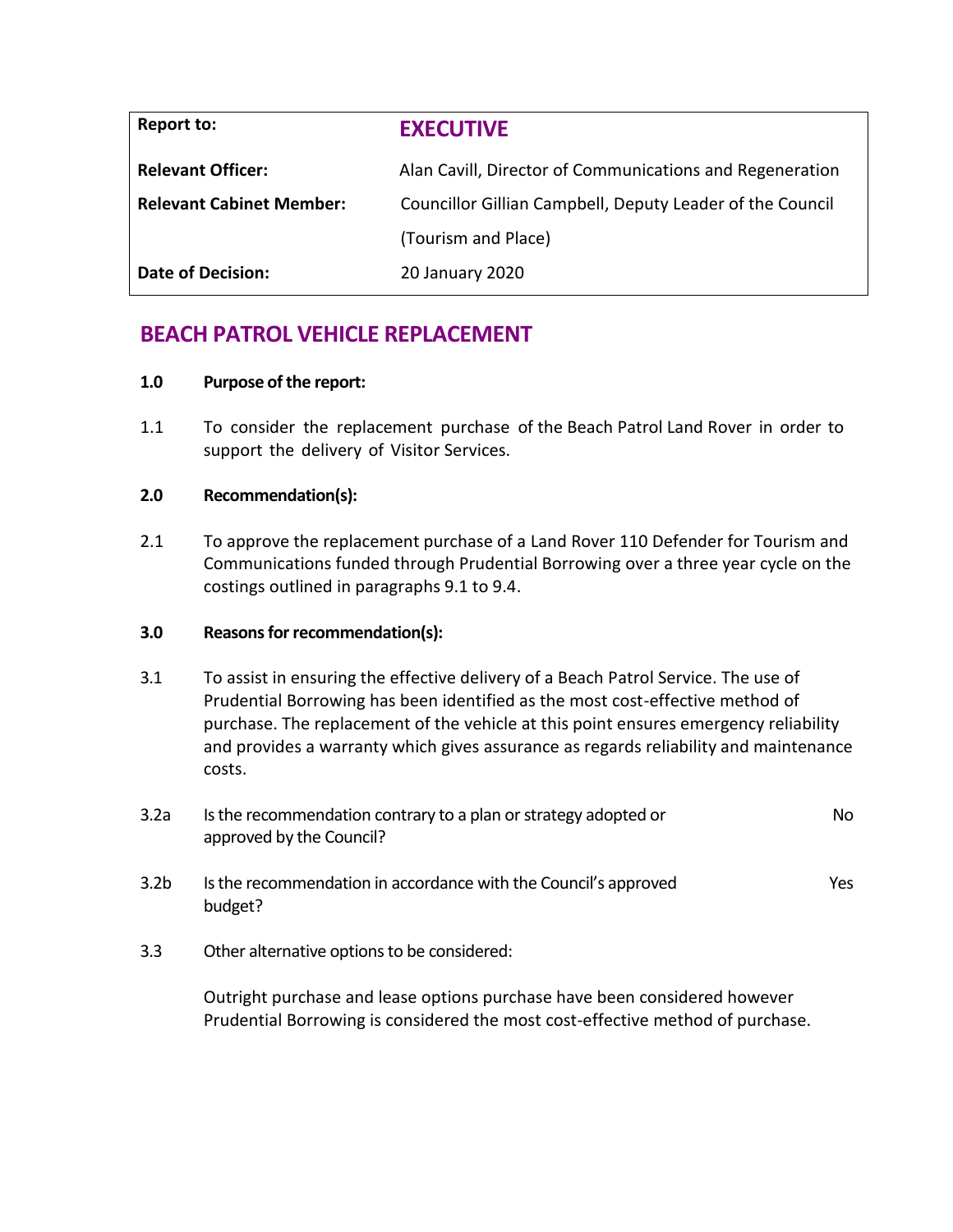| Report to: | **EXECUTIVE** |
| --- | --- |
| **Relevant Officer:** | Alan Cavill, Director of Communications and Regeneration |
| **Relevant Cabinet Member:** | Councillor Gillian Campbell, Deputy Leader of the Council (Tourism and Place) |
| **Date of Decision:** | 20 January 2020 |

# BEACH PATROL VEHICLE REPLACEMENT

## 1.0 Purpose of the report:

1.1 To consider the replacement purchase of the Beach Patrol Land Rover in order to support the delivery of Visitor Services.

## 2.0 Recommendation(s):

2.1 To approve the replacement purchase of a Land Rover 110 Defender for Tourism and Communications funded through Prudential Borrowing over a three year cycle on the costings outlined in paragraphs 9.1 to 9.4.

## 3.0 Reasons for recommendation(s):

3.1 To assist in ensuring the effective delivery of a Beach Patrol Service. The use of Prudential Borrowing has been identified as the most cost-effective method of purchase. The replacement of the vehicle at this point ensures emergency reliability and provides a warranty which gives assurance as regards reliability and maintenance costs.

3.2a Is the recommendation contrary to a plan or strategy adopted or approved by the Council? No

3.2b Is the recommendation in accordance with the Council's approved budget? Yes

3.3 Other alternative options to be considered:

Outright purchase and lease options purchase have been considered however Prudential Borrowing is considered the most cost-effective method of purchase.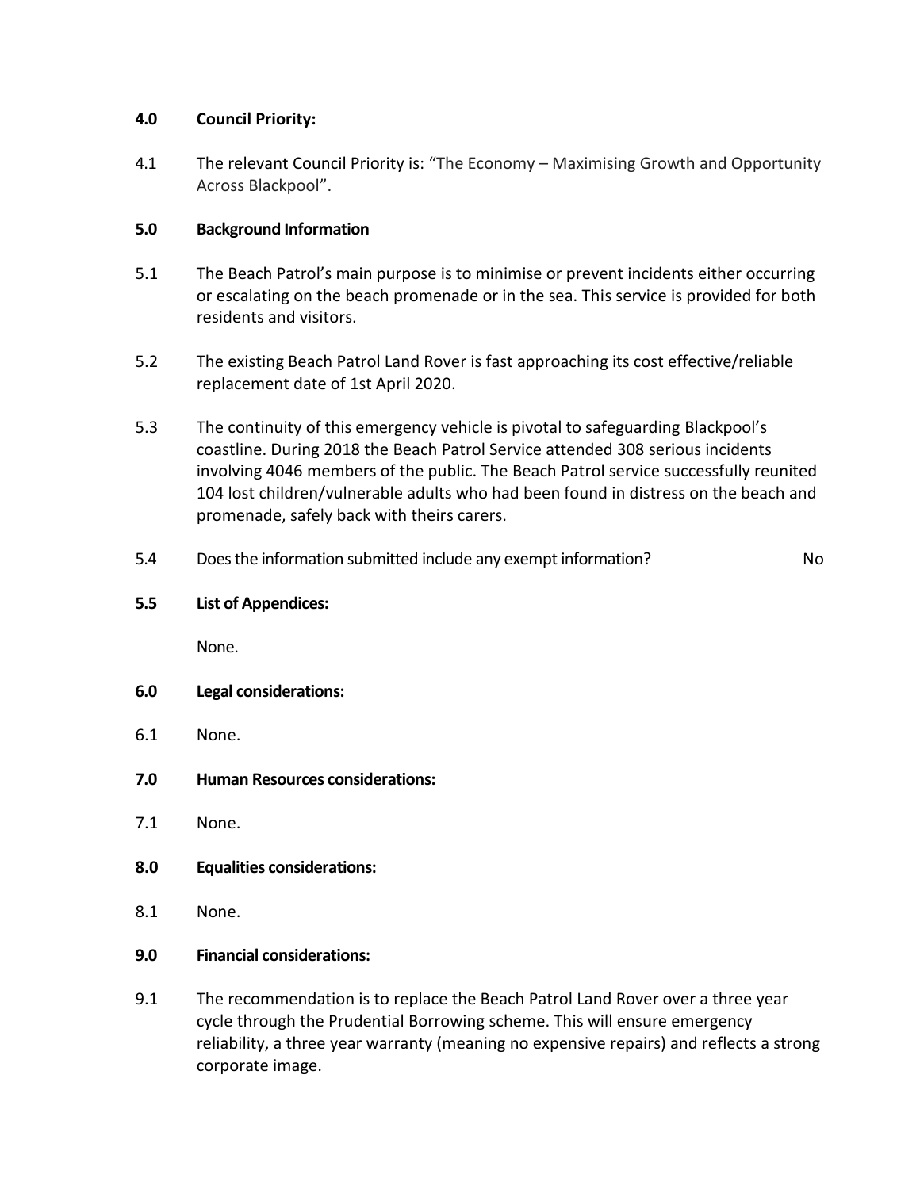**4.0 Council Priority:**

4.1 The relevant Council Priority is: "The Economy – Maximising Growth and Opportunity Across Blackpool".

**5.0 Background Information**

5.1 The Beach Patrol's main purpose is to minimise or prevent incidents either occurring or escalating on the beach promenade or in the sea. This service is provided for both residents and visitors.

5.2 The existing Beach Patrol Land Rover is fast approaching its cost effective/reliable replacement date of 1st April 2020.

5.3 The continuity of this emergency vehicle is pivotal to safeguarding Blackpool's coastline. During 2018 the Beach Patrol Service attended 308 serious incidents involving 4046 members of the public. The Beach Patrol service successfully reunited 104 lost children/vulnerable adults who had been found in distress on the beach and promenade, safely back with theirs carers.

5.4 Does the information submitted include any exempt information? No

**5.5 List of Appendices:**

None.

**6.0 Legal considerations:**

6.1 None.

**7.0 Human Resources considerations:**

7.1 None.

**8.0 Equalities considerations:**

8.1 None.

**9.0 Financial considerations:**

9.1 The recommendation is to replace the Beach Patrol Land Rover over a three year cycle through the Prudential Borrowing scheme. This will ensure emergency reliability, a three year warranty (meaning no expensive repairs) and reflects a strong corporate image.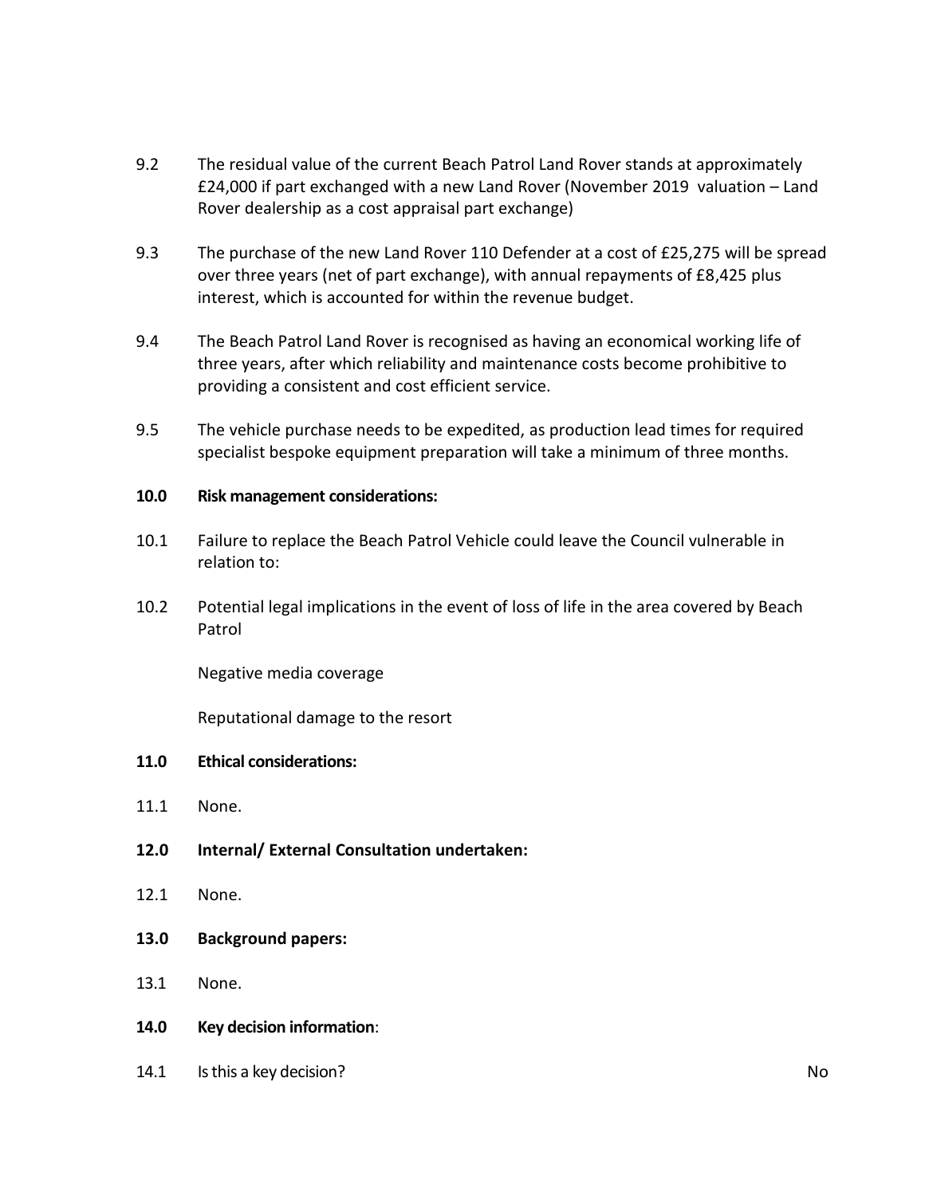9.2 The residual value of the current Beach Patrol Land Rover stands at approximately £24,000 if part exchanged with a new Land Rover (November 2019 valuation – Land Rover dealership as a cost appraisal part exchange)

9.3 The purchase of the new Land Rover 110 Defender at a cost of £25,275 will be spread over three years (net of part exchange), with annual repayments of £8,425 plus interest, which is accounted for within the revenue budget.

9.4 The Beach Patrol Land Rover is recognised as having an economical working life of three years, after which reliability and maintenance costs become prohibitive to providing a consistent and cost efficient service.

9.5 The vehicle purchase needs to be expedited, as production lead times for required specialist bespoke equipment preparation will take a minimum of three months.

**10.0 Risk management considerations:**

10.1 Failure to replace the Beach Patrol Vehicle could leave the Council vulnerable in relation to:

10.2 Potential legal implications in the event of loss of life in the area covered by Beach Patrol

Negative media coverage

Reputational damage to the resort

**11.0 Ethical considerations:**

11.1 None.

**12.0 Internal/ External Consultation undertaken:**

12.1 None.

**13.0 Background papers:**

13.1 None.

**14.0 Key decision information**:

14.1 Is this a key decision? No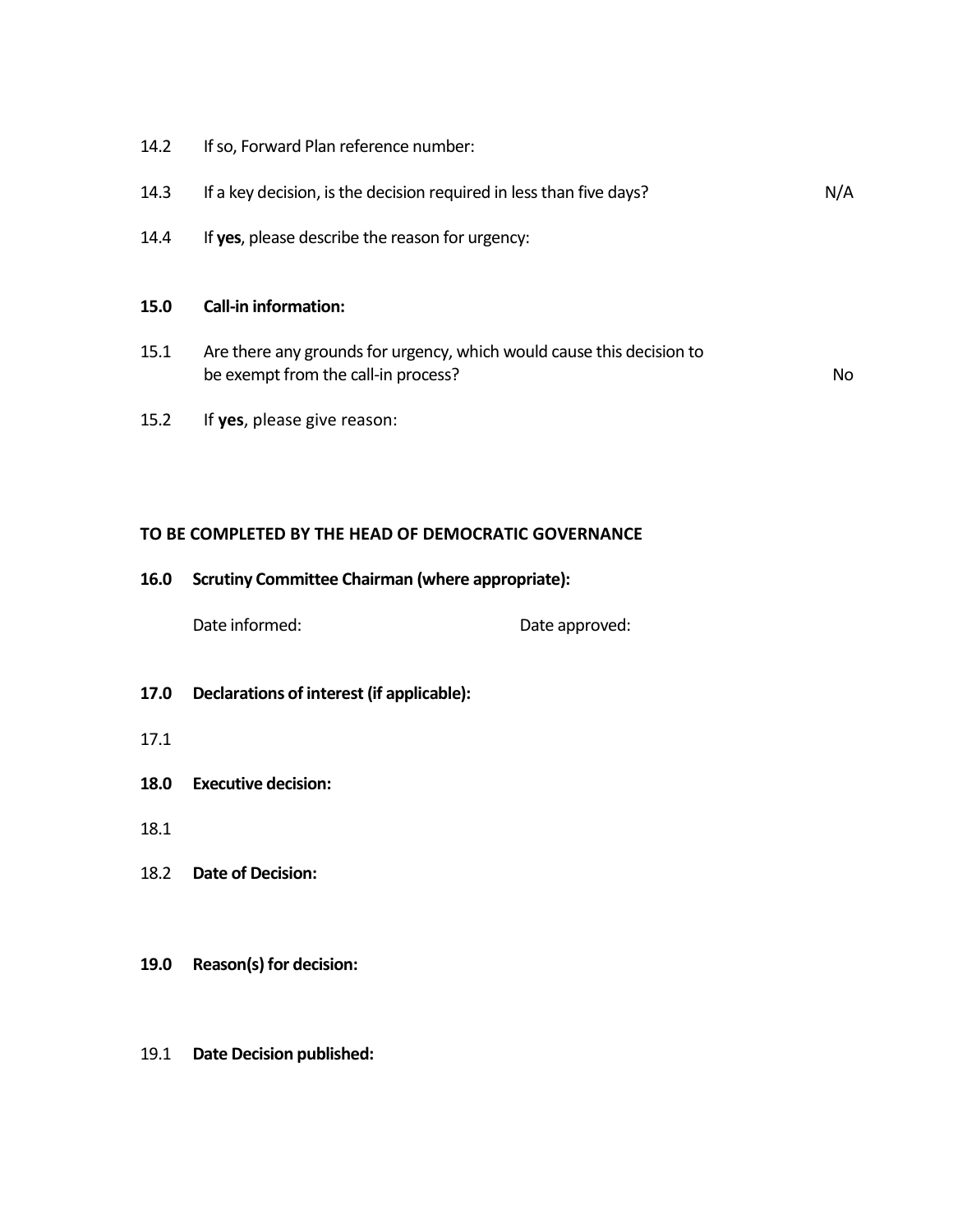14.2 If so, Forward Plan reference number:

14.3 If a key decision, is the decision required in less than five days? N/A

14.4 If **yes**, please describe the reason for urgency:

**15.0 Call-in information:**

15.1 Are there any grounds for urgency, which would cause this decision to be exempt from the call-in process? No

15.2 If **yes**, please give reason:

**TO BE COMPLETED BY THE HEAD OF DEMOCRATIC GOVERNANCE**

**16.0 Scrutiny Committee Chairman (where appropriate):**

Date informed: Date approved:

**17.0 Declarations of interest (if applicable):**

17.1

**18.0 Executive decision:**

18.1

18.2 **Date of Decision:**

**19.0 Reason(s) for decision:**

19.1 **Date Decision published:**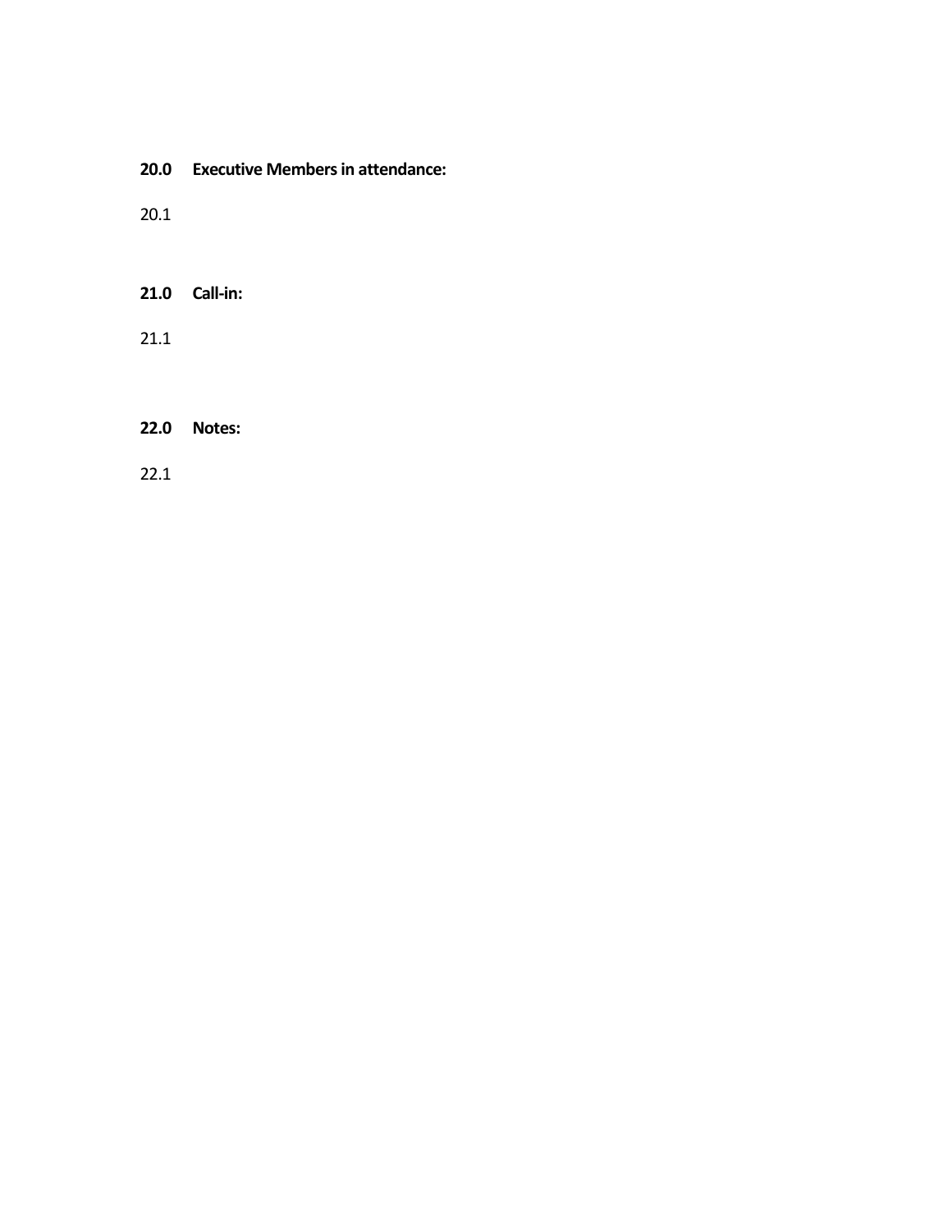**20.0 Executive Members in attendance:**

20.1

**21.0 Call-in:**

21.1

**22.0 Notes:**

22.1